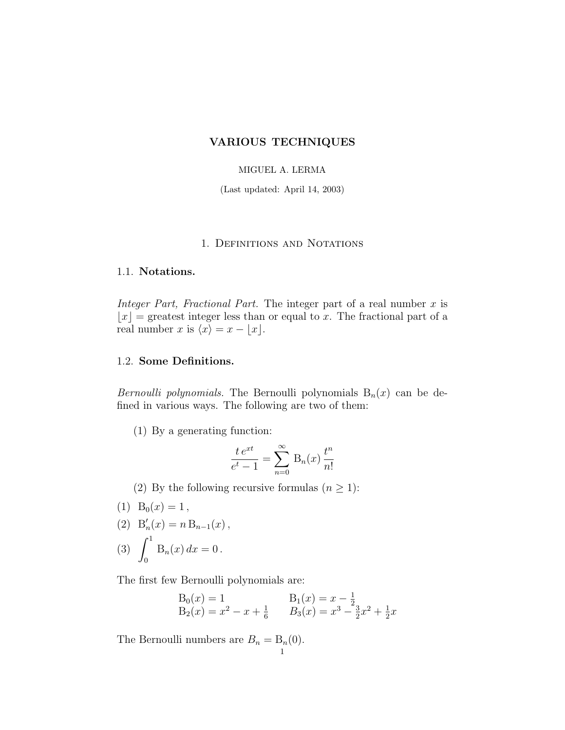# VARIOUS TECHNIQUES

MIGUEL A. LERMA

(Last updated: April 14, 2003)

## 1. Definitions and Notations

### 1.1. Notations.

*Integer Part, Fractional Part.* The integer part of a real number $x$ is $\lfloor x \rfloor$ = greatest integer less than or equal to $x$. The fractional part of a real number $x$ is $\langle x \rangle = x - \lfloor x \rfloor$.

### 1.2. Some Definitions.

*Bernoulli polynomials.* The Bernoulli polynomials $\mathrm{B}_n(x)$ can be defined in various ways. The following are two of them:

(1) By a generating function:

$$\frac{t\, e^{xt}}{e^t - 1} = \sum_{n=0}^{\infty} \mathrm{B}_n(x)\, \frac{t^n}{n!}$$

(2) By the following recursive formulas ($n \geq 1$):

(1) $\mathrm{B}_0(x) = 1\,,$

(2) $\mathrm{B}'_n(x) = n\, \mathrm{B}_{n-1}(x)\,,$

(3) $\displaystyle\int_0^1 \mathrm{B}_n(x)\, dx = 0\,.$

The first few Bernoulli polynomials are:

$$\begin{array}{ll} \mathrm{B}_0(x) = 1 & \mathrm{B}_1(x) = x - \frac{1}{2} \\ \mathrm{B}_2(x) = x^2 - x + \frac{1}{6} & B_3(x) = x^3 - \frac{3}{2}x^2 + \frac{1}{2}x \end{array}$$

The Bernoulli numbers are $B_n = \mathrm{B}_n(0)$.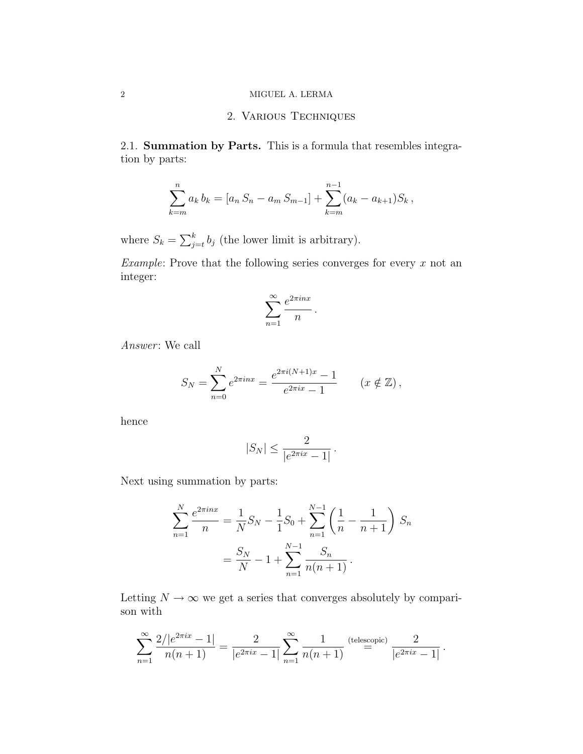## 2. Various Techniques

2.1. **Summation by Parts.** This is a formula that resembles integration by parts:

$$\sum_{k=m}^{n} a_k \, b_k = [a_n \, S_n - a_m \, S_{m-1}] + \sum_{k=m}^{n-1} (a_k - a_{k+1}) S_k \,,$$

where $S_k = \sum_{j=t}^{k} b_j$ (the lower limit is arbitrary).

*Example*: Prove that the following series converges for every $x$ not an integer:

$$\sum_{n=1}^{\infty} \frac{e^{2\pi i n x}}{n} \,.$$

*Answer*: We call

$$S_N = \sum_{n=0}^{N} e^{2\pi i n x} = \frac{e^{2\pi i (N+1) x} - 1}{e^{2\pi i x} - 1} \qquad (x \notin \mathbb{Z}) \,,$$

hence

$$|S_N| \leq \frac{2}{|e^{2\pi i x} - 1|} \,.$$

Next using summation by parts:

$$\begin{aligned}
\sum_{n=1}^{N} \frac{e^{2\pi i n x}}{n} &= \frac{1}{N} S_N - \frac{1}{1} S_0 + \sum_{n=1}^{N-1} \left( \frac{1}{n} - \frac{1}{n+1} \right) \, S_n \\
&= \frac{S_N}{N} - 1 + \sum_{n=1}^{N-1} \frac{S_n}{n(n+1)} \,.
\end{aligned}$$

Letting $N \to \infty$ we get a series that converges absolutely by comparison with

$$\sum_{n=1}^{\infty} \frac{2/|e^{2\pi i x} - 1|}{n(n+1)} = \frac{2}{|e^{2\pi i x} - 1|} \sum_{n=1}^{\infty} \frac{1}{n(n+1)} \overset{\text{(telescopic)}}{=} \frac{2}{|e^{2\pi i x} - 1|} \,.$$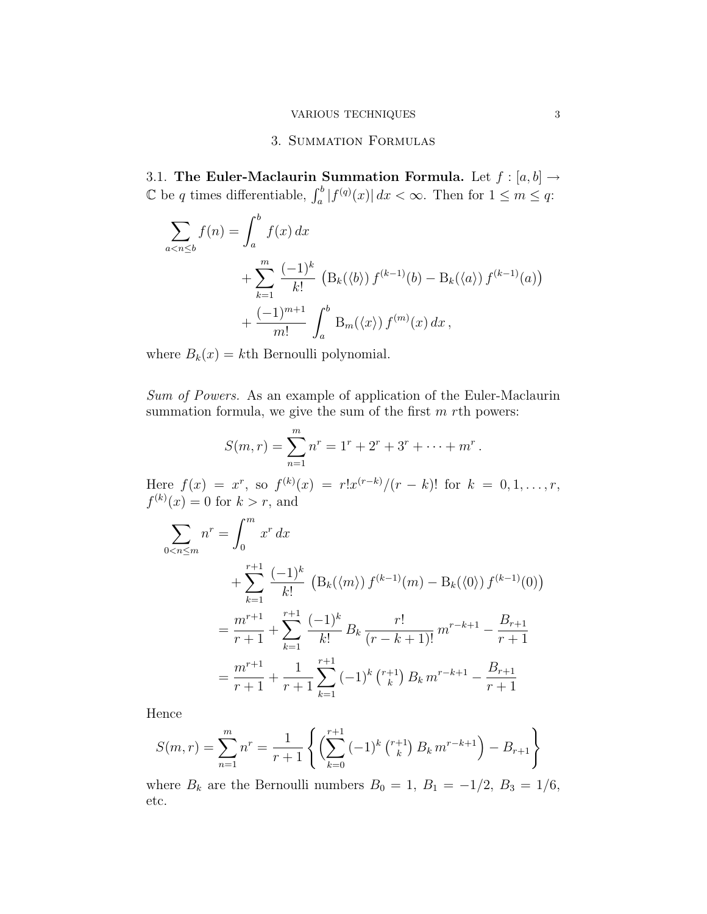## 3. Summation Formulas

**3.1. The Euler-Maclaurin Summation Formula.** Let $f : [a, b] \to \mathbb{C}$ be $q$ times differentiable, $\int_a^b |f^{(q)}(x)|\, dx < \infty$. Then for $1 \leq m \leq q$:

$$
\begin{aligned}
\sum_{a<n\leq b} f(n) = \int_a^b f(x)\, dx & \\
&+ \sum_{k=1}^{m} \frac{(-1)^k}{k!} \left( \mathrm{B}_k(\langle b \rangle)\, f^{(k-1)}(b) - \mathrm{B}_k(\langle a \rangle)\, f^{(k-1)}(a) \right) \\
&+ \frac{(-1)^{m+1}}{m!} \int_a^b \mathrm{B}_m(\langle x \rangle)\, f^{(m)}(x)\, dx\,,
\end{aligned}
$$

where $B_k(x) =$ $k$th Bernoulli polynomial.

*Sum of Powers.* As an example of application of the Euler-Maclaurin summation formula, we give the sum of the first $m$ $r$th powers:

$$
S(m, r) = \sum_{n=1}^{m} n^r = 1^r + 2^r + 3^r + \cdots + m^r\,.
$$

Here $f(x) = x^r$, so $f^{(k)}(x) = r!x^{(r-k)}/(r-k)!$ for $k = 0, 1, \ldots, r$, $f^{(k)}(x) = 0$ for $k > r$, and

$$
\begin{aligned}
\sum_{0<n\leq m} n^r = \int_0^m x^r\, dx & \\
&+ \sum_{k=1}^{r+1} \frac{(-1)^k}{k!} \left( \mathrm{B}_k(\langle m \rangle)\, f^{(k-1)}(m) - \mathrm{B}_k(\langle 0 \rangle)\, f^{(k-1)}(0) \right) \\
&= \frac{m^{r+1}}{r+1} + \sum_{k=1}^{r+1} \frac{(-1)^k}{k!}\, B_k\, \frac{r!}{(r-k+1)!}\, m^{r-k+1} - \frac{B_{r+1}}{r+1} \\
&= \frac{m^{r+1}}{r+1} + \frac{1}{r+1} \sum_{k=1}^{r+1} (-1)^k \binom{r+1}{k} B_k\, m^{r-k+1} - \frac{B_{r+1}}{r+1}
\end{aligned}
$$

Hence

$$
S(m, r) = \sum_{n=1}^{m} n^r = \frac{1}{r+1} \left\{ \left( \sum_{k=0}^{r+1} (-1)^k \binom{r+1}{k} B_k\, m^{r-k+1} \right) - B_{r+1} \right\}
$$

where $B_k$ are the Bernoulli numbers $B_0 = 1$, $B_1 = -1/2$, $B_3 = 1/6$, etc.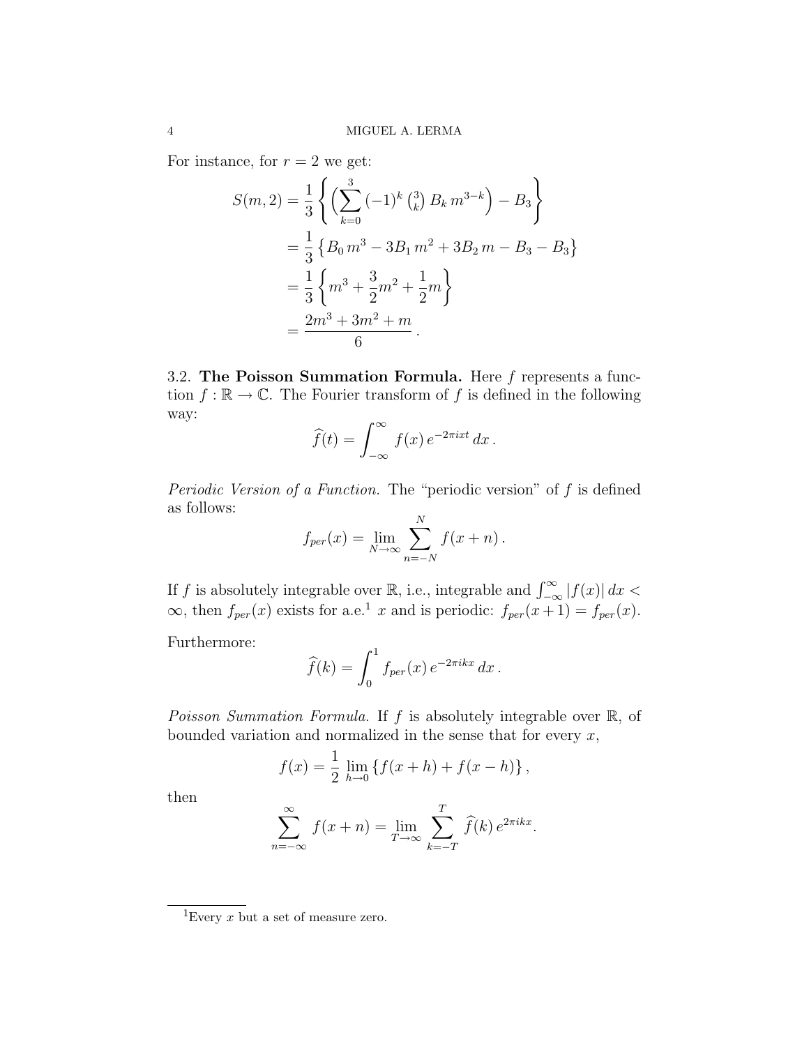For instance, for $r = 2$ we get:

$$
\begin{aligned}
S(m,2) &= \frac{1}{3}\left\{\Big(\sum_{k=0}^{3}(-1)^k\tbinom{3}{k}\,B_k\,m^{3-k}\Big) - B_3\right\} \\
&= \frac{1}{3}\left\{B_0\,m^3 - 3B_1\,m^2 + 3B_2\,m - B_3 - B_3\right\} \\
&= \frac{1}{3}\left\{m^3 + \frac{3}{2}m^2 + \frac{1}{2}m\right\} \\
&= \frac{2m^3 + 3m^2 + m}{6}\,.
\end{aligned}
$$

3.2. **The Poisson Summation Formula.** Here $f$ represents a function $f : \mathbb{R} \to \mathbb{C}$. The Fourier transform of $f$ is defined in the following way:

$$
\widehat{f}(t) = \int_{-\infty}^{\infty} f(x)\,e^{-2\pi ixt}\,dx\,.
$$

*Periodic Version of a Function.* The "periodic version" of $f$ is defined as follows:

$$
f_{per}(x) = \lim_{N\to\infty}\sum_{n=-N}^{N} f(x+n)\,.
$$

If $f$ is absolutely integrable over $\mathbb{R}$, i.e., integrable and $\int_{-\infty}^{\infty}|f(x)|\,dx < \infty$, then $f_{per}(x)$ exists for a.e.[1] $x$ and is periodic: $f_{per}(x+1) = f_{per}(x)$.

Furthermore:

$$
\widehat{f}(k) = \int_0^1 f_{per}(x)\,e^{-2\pi ikx}\,dx\,.
$$

*Poisson Summation Formula.* If $f$ is absolutely integrable over $\mathbb{R}$, of bounded variation and normalized in the sense that for every $x$,

$$
f(x) = \frac{1}{2}\lim_{h\to 0}\left\{f(x+h) + f(x-h)\right\},
$$

then

$$
\sum_{n=-\infty}^{\infty} f(x+n) = \lim_{T\to\infty}\sum_{k=-T}^{T}\widehat{f}(k)\,e^{2\pi ikx}.
$$

[1] Every $x$ but a set of measure zero.